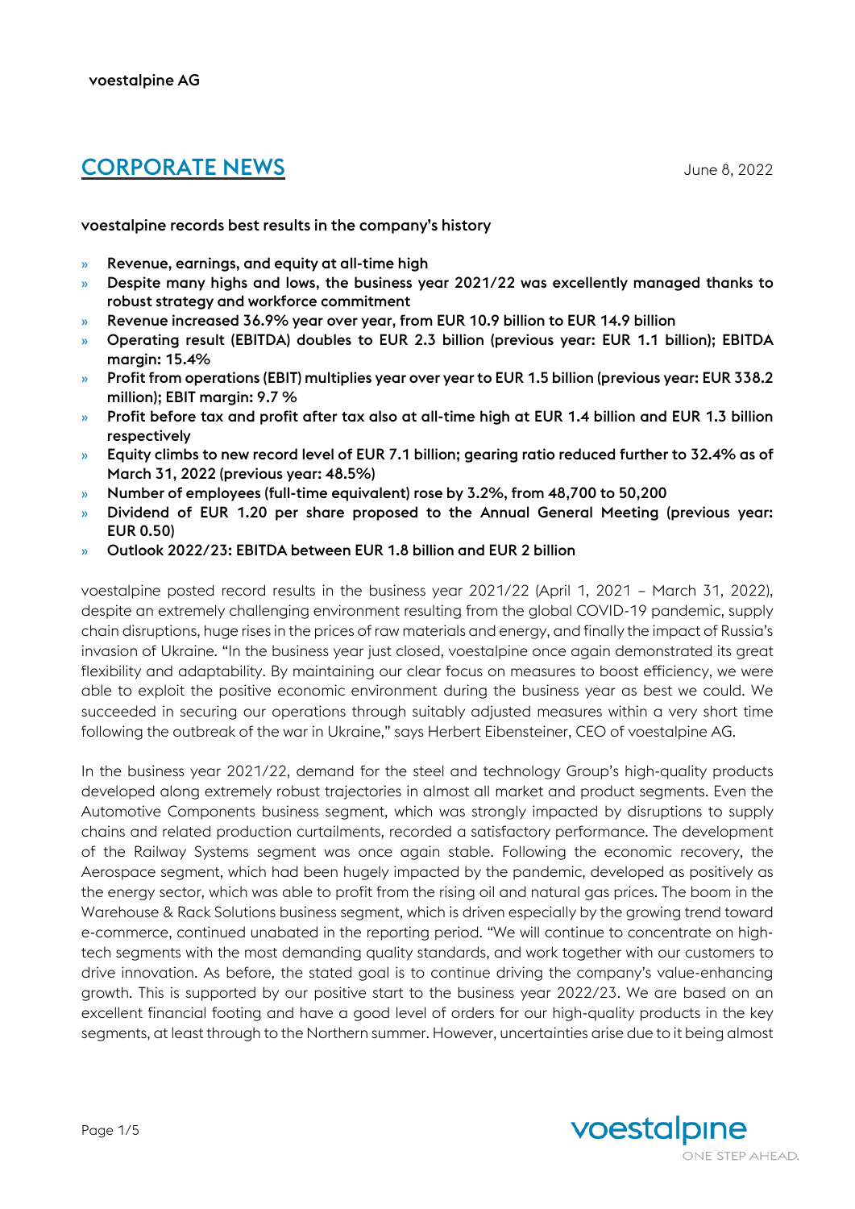voestalpine AG

# CORPORATE NEWS

June 8, 2022

**voestalpine records best results in the company's history**

- **Revenue, earnings, and equity at all-time high**
- **Despite many highs and lows, the business year 2021/22 was excellently managed thanks to robust strategy and workforce commitment**
- **Revenue increased 36.9% year over year, from EUR 10.9 billion to EUR 14.9 billion**
- **Operating result (EBITDA) doubles to EUR 2.3 billion (previous year: EUR 1.1 billion); EBITDA margin: 15.4%**
- **Profit from operations (EBIT) multiplies year over year to EUR 1.5 billion (previous year: EUR 338.2 million); EBIT margin: 9.7 %**
- **Profit before tax and profit after tax also at all-time high at EUR 1.4 billion and EUR 1.3 billion respectively**
- **Equity climbs to new record level of EUR 7.1 billion; gearing ratio reduced further to 32.4% as of March 31, 2022 (previous year: 48.5%)**
- **Number of employees (full-time equivalent) rose by 3.2%, from 48,700 to 50,200**
- **Dividend of EUR 1.20 per share proposed to the Annual General Meeting (previous year: EUR 0.50)**
- **Outlook 2022/23: EBITDA between EUR 1.8 billion and EUR 2 billion**

voestalpine posted record results in the business year 2021/22 (April 1, 2021 – March 31, 2022), despite an extremely challenging environment resulting from the global COVID-19 pandemic, supply chain disruptions, huge rises in the prices of raw materials and energy, and finally the impact of Russia's invasion of Ukraine. "In the business year just closed, voestalpine once again demonstrated its great flexibility and adaptability. By maintaining our clear focus on measures to boost efficiency, we were able to exploit the positive economic environment during the business year as best we could. We succeeded in securing our operations through suitably adjusted measures within a very short time following the outbreak of the war in Ukraine," says Herbert Eibensteiner, CEO of voestalpine AG.

In the business year 2021/22, demand for the steel and technology Group's high-quality products developed along extremely robust trajectories in almost all market and product segments. Even the Automotive Components business segment, which was strongly impacted by disruptions to supply chains and related production curtailments, recorded a satisfactory performance. The development of the Railway Systems segment was once again stable. Following the economic recovery, the Aerospace segment, which had been hugely impacted by the pandemic, developed as positively as the energy sector, which was able to profit from the rising oil and natural gas prices. The boom in the Warehouse & Rack Solutions business segment, which is driven especially by the growing trend toward e-commerce, continued unabated in the reporting period. "We will continue to concentrate on high-tech segments with the most demanding quality standards, and work together with our customers to drive innovation. As before, the stated goal is to continue driving the company's value-enhancing growth. This is supported by our positive start to the business year 2022/23. We are based on an excellent financial footing and have a good level of orders for our high-quality products in the key segments, at least through to the Northern summer. However, uncertainties arise due to it being almost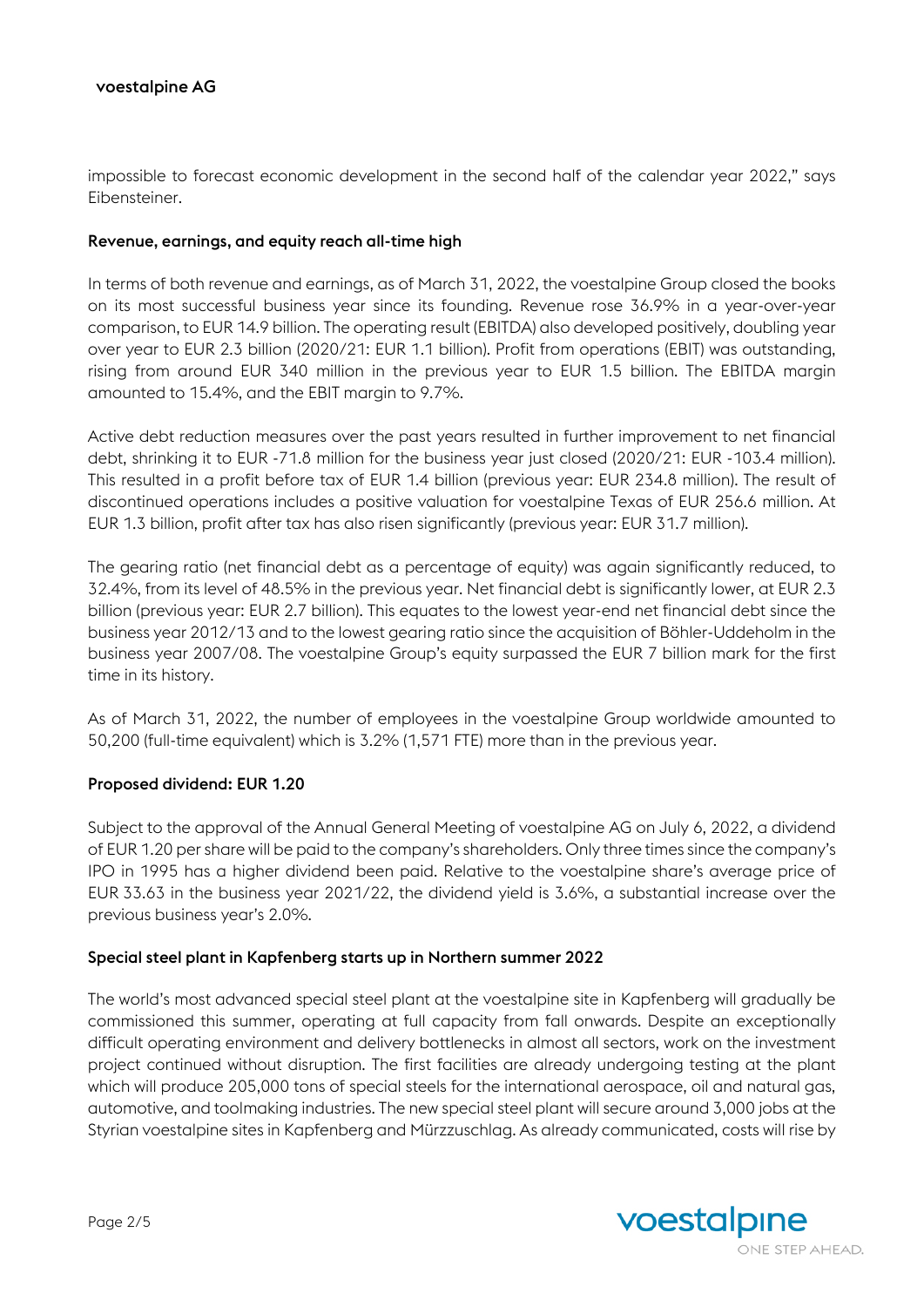impossible to forecast economic development in the second half of the calendar year 2022," says Eibensteiner.

## Revenue, earnings, and equity reach all-time high

In terms of both revenue and earnings, as of March 31, 2022, the voestalpine Group closed the books on its most successful business year since its founding. Revenue rose 36.9% in a year-over-year comparison, to EUR 14.9 billion. The operating result (EBITDA) also developed positively, doubling year over year to EUR 2.3 billion (2020/21: EUR 1.1 billion). Profit from operations (EBIT) was outstanding, rising from around EUR 340 million in the previous year to EUR 1.5 billion. The EBITDA margin amounted to 15.4%, and the EBIT margin to 9.7%.

Active debt reduction measures over the past years resulted in further improvement to net financial debt, shrinking it to EUR -71.8 million for the business year just closed (2020/21: EUR -103.4 million). This resulted in a profit before tax of EUR 1.4 billion (previous year: EUR 234.8 million). The result of discontinued operations includes a positive valuation for voestalpine Texas of EUR 256.6 million. At EUR 1.3 billion, profit after tax has also risen significantly (previous year: EUR 31.7 million).

The gearing ratio (net financial debt as a percentage of equity) was again significantly reduced, to 32.4%, from its level of 48.5% in the previous year. Net financial debt is significantly lower, at EUR 2.3 billion (previous year: EUR 2.7 billion). This equates to the lowest year-end net financial debt since the business year 2012/13 and to the lowest gearing ratio since the acquisition of Böhler-Uddeholm in the business year 2007/08. The voestalpine Group's equity surpassed the EUR 7 billion mark for the first time in its history.

As of March 31, 2022, the number of employees in the voestalpine Group worldwide amounted to 50,200 (full-time equivalent) which is 3.2% (1,571 FTE) more than in the previous year.

## Proposed dividend: EUR 1.20

Subject to the approval of the Annual General Meeting of voestalpine AG on July 6, 2022, a dividend of EUR 1.20 per share will be paid to the company's shareholders. Only three times since the company's IPO in 1995 has a higher dividend been paid. Relative to the voestalpine share's average price of EUR 33.63 in the business year 2021/22, the dividend yield is 3.6%, a substantial increase over the previous business year's 2.0%.

## Special steel plant in Kapfenberg starts up in Northern summer 2022

The world's most advanced special steel plant at the voestalpine site in Kapfenberg will gradually be commissioned this summer, operating at full capacity from fall onwards. Despite an exceptionally difficult operating environment and delivery bottlenecks in almost all sectors, work on the investment project continued without disruption. The first facilities are already undergoing testing at the plant which will produce 205,000 tons of special steels for the international aerospace, oil and natural gas, automotive, and toolmaking industries. The new special steel plant will secure around 3,000 jobs at the Styrian voestalpine sites in Kapfenberg and Mürzzuschlag. As already communicated, costs will rise by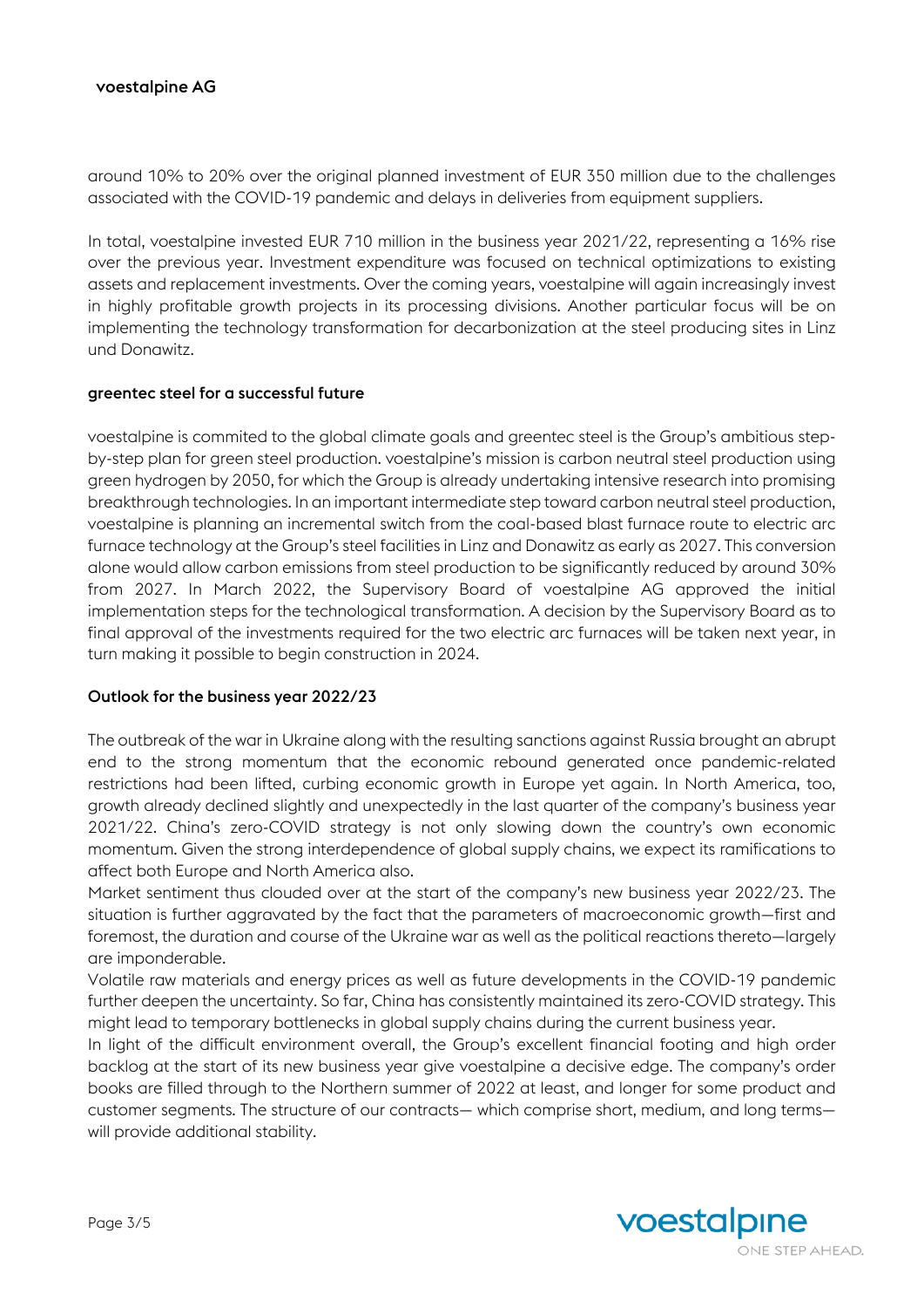around 10% to 20% over the original planned investment of EUR 350 million due to the challenges associated with the COVID-19 pandemic and delays in deliveries from equipment suppliers.

In total, voestalpine invested EUR 710 million in the business year 2021/22, representing a 16% rise over the previous year. Investment expenditure was focused on technical optimizations to existing assets and replacement investments. Over the coming years, voestalpine will again increasingly invest in highly profitable growth projects in its processing divisions. Another particular focus will be on implementing the technology transformation for decarbonization at the steel producing sites in Linz und Donawitz.

## greentec steel for a successful future

voestalpine is commited to the global climate goals and greentec steel is the Group's ambitious step-by-step plan for green steel production. voestalpine's mission is carbon neutral steel production using green hydrogen by 2050, for which the Group is already undertaking intensive research into promising breakthrough technologies. In an important intermediate step toward carbon neutral steel production, voestalpine is planning an incremental switch from the coal-based blast furnace route to electric arc furnace technology at the Group's steel facilities in Linz and Donawitz as early as 2027. This conversion alone would allow carbon emissions from steel production to be significantly reduced by around 30% from 2027. In March 2022, the Supervisory Board of voestalpine AG approved the initial implementation steps for the technological transformation. A decision by the Supervisory Board as to final approval of the investments required for the two electric arc furnaces will be taken next year, in turn making it possible to begin construction in 2024.

## Outlook for the business year 2022/23

The outbreak of the war in Ukraine along with the resulting sanctions against Russia brought an abrupt end to the strong momentum that the economic rebound generated once pandemic-related restrictions had been lifted, curbing economic growth in Europe yet again. In North America, too, growth already declined slightly and unexpectedly in the last quarter of the company's business year 2021/22. China's zero-COVID strategy is not only slowing down the country's own economic momentum. Given the strong interdependence of global supply chains, we expect its ramifications to affect both Europe and North America also.

Market sentiment thus clouded over at the start of the company's new business year 2022/23. The situation is further aggravated by the fact that the parameters of macroeconomic growth—first and foremost, the duration and course of the Ukraine war as well as the political reactions thereto—largely are imponderable.

Volatile raw materials and energy prices as well as future developments in the COVID-19 pandemic further deepen the uncertainty. So far, China has consistently maintained its zero-COVID strategy. This might lead to temporary bottlenecks in global supply chains during the current business year.

In light of the difficult environment overall, the Group's excellent financial footing and high order backlog at the start of its new business year give voestalpine a decisive edge. The company's order books are filled through to the Northern summer of 2022 at least, and longer for some product and customer segments. The structure of our contracts— which comprise short, medium, and long terms— will provide additional stability.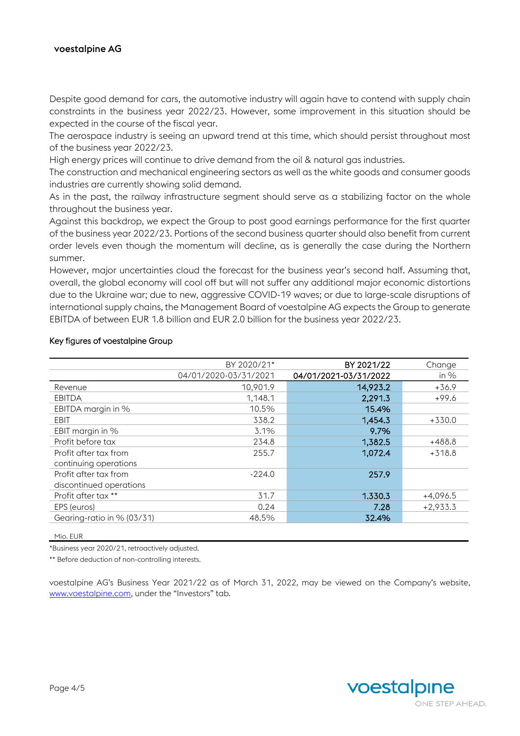Despite good demand for cars, the automotive industry will again have to contend with supply chain constraints in the business year 2022/23. However, some improvement in this situation should be expected in the course of the fiscal year.

The aerospace industry is seeing an upward trend at this time, which should persist throughout most of the business year 2022/23.

High energy prices will continue to drive demand from the oil & natural gas industries.

The construction and mechanical engineering sectors as well as the white goods and consumer goods industries are currently showing solid demand.

As in the past, the railway infrastructure segment should serve as a stabilizing factor on the whole throughout the business year.

Against this backdrop, we expect the Group to post good earnings performance for the first quarter of the business year 2022/23. Portions of the second business quarter should also benefit from current order levels even though the momentum will decline, as is generally the case during the Northern summer.

However, major uncertainties cloud the forecast for the business year's second half. Assuming that, overall, the global economy will cool off but will not suffer any additional major economic distortions due to the Ukraine war; due to new, aggressive COVID-19 waves; or due to large-scale disruptions of international supply chains, the Management Board of voestalpine AG expects the Group to generate EBITDA of between EUR 1.8 billion and EUR 2.0 billion for the business year 2022/23.

**Key figures of voestalpine Group**

| | BY 2020/21* | BY 2021/22 | Change |
|---|---|---|---|
| | 04/01/2020-03/31/2021 | 04/01/2021-03/31/2022 | in % |
| Revenue | 10,901.9 | 14,923.2 | +36.9 |
| EBITDA | 1,148.1 | 2,291.3 | +99.6 |
| EBITDA margin in % | 10.5% | 15.4% | |
| EBIT | 338.2 | 1,454.3 | +330.0 |
| EBIT margin in % | 3.1% | 9.7% | |
| Profit before tax | 234.8 | 1,382.5 | +488.8 |
| Profit after tax from continuing operations | 255.7 | 1,072.4 | +318.8 |
| Profit after tax from discontinued operations | -224.0 | 257.9 | |
| Profit after tax ** | 31.7 | 1.330.3 | +4,096.5 |
| EPS (euros) | 0.24 | 7.28 | +2,933.3 |
| Gearing-ratio in % (03/31) | 48.5% | 32.4% | |

Mio. EUR

*Business year 2020/21, retroactively adjusted.

** Before deduction of non-controlling interests.

voestalpine AG's Business Year 2021/22 as of March 31, 2022, may be viewed on the Company's website, www.voestalpine.com, under the "Investors" tab.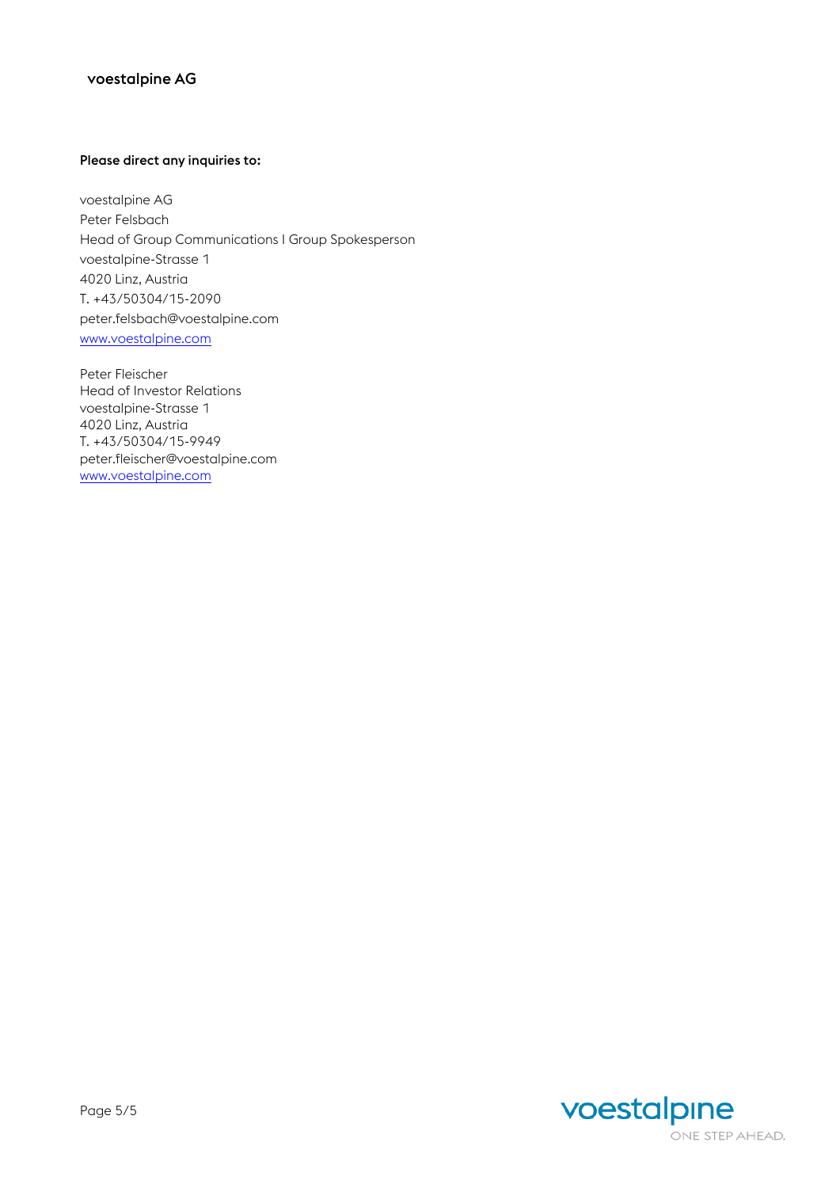voestalpine AG

**Please direct any inquiries to:**

voestalpine AG  
Peter Felsbach  
Head of Group Communications I Group Spokesperson  
voestalpine-Strasse 1  
4020 Linz, Austria  
T. +43/50304/15-2090  
peter.felsbach@voestalpine.com  
www.voestalpine.com

Peter Fleischer  
Head of Investor Relations  
voestalpine-Strasse 1  
4020 Linz, Austria  
T. +43/50304/15-9949  
peter.fleischer@voestalpine.com  
www.voestalpine.com